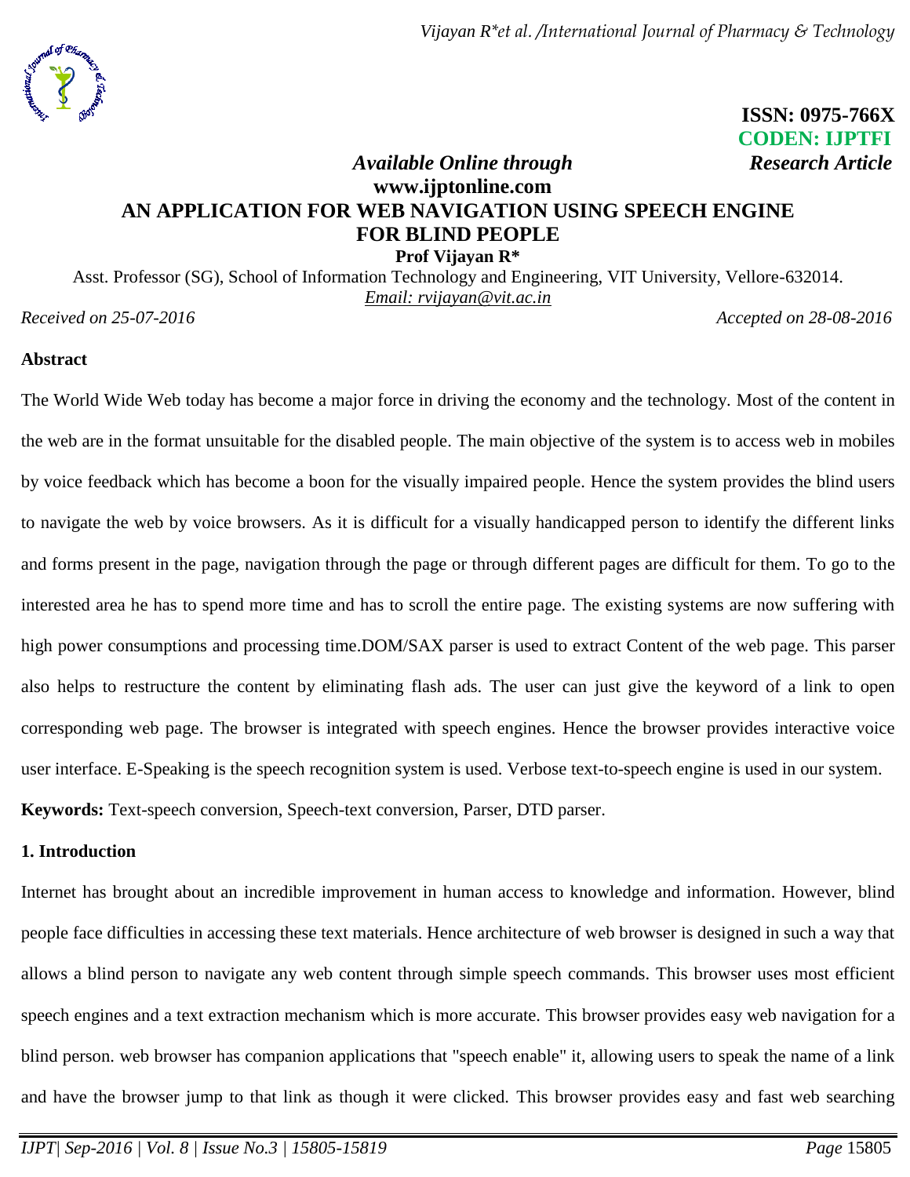ISSN: 0975-766X
CODEN: IJPTFI

*Available Online through* *Research Article*

**www.ijptonline.com**

# AN APPLICATION FOR WEB NAVIGATION USING SPEECH ENGINE FOR BLIND PEOPLE

**Prof Vijayan R***

Asst. Professor (SG), School of Information Technology and Engineering, VIT University, Vellore-632014.

*Email: rvijayan@vit.ac.in*

*Received on 25-07-2016* *Accepted on 28-08-2016*

## Abstract

The World Wide Web today has become a major force in driving the economy and the technology. Most of the content in the web are in the format unsuitable for the disabled people. The main objective of the system is to access web in mobiles by voice feedback which has become a boon for the visually impaired people. Hence the system provides the blind users to navigate the web by voice browsers. As it is difficult for a visually handicapped person to identify the different links and forms present in the page, navigation through the page or through different pages are difficult for them. To go to the interested area he has to spend more time and has to scroll the entire page. The existing systems are now suffering with high power consumptions and processing time.DOM/SAX parser is used to extract Content of the web page. This parser also helps to restructure the content by eliminating flash ads. The user can just give the keyword of a link to open corresponding web page. The browser is integrated with speech engines. Hence the browser provides interactive voice user interface. E-Speaking is the speech recognition system is used. Verbose text-to-speech engine is used in our system.

**Keywords:** Text-speech conversion, Speech-text conversion, Parser, DTD parser.

## 1. Introduction

Internet has brought about an incredible improvement in human access to knowledge and information. However, blind people face difficulties in accessing these text materials. Hence architecture of web browser is designed in such a way that allows a blind person to navigate any web content through simple speech commands. This browser uses most efficient speech engines and a text extraction mechanism which is more accurate. This browser provides easy web navigation for a blind person. web browser has companion applications that "speech enable" it, allowing users to speak the name of a link and have the browser jump to that link as though it were clicked. This browser provides easy and fast web searching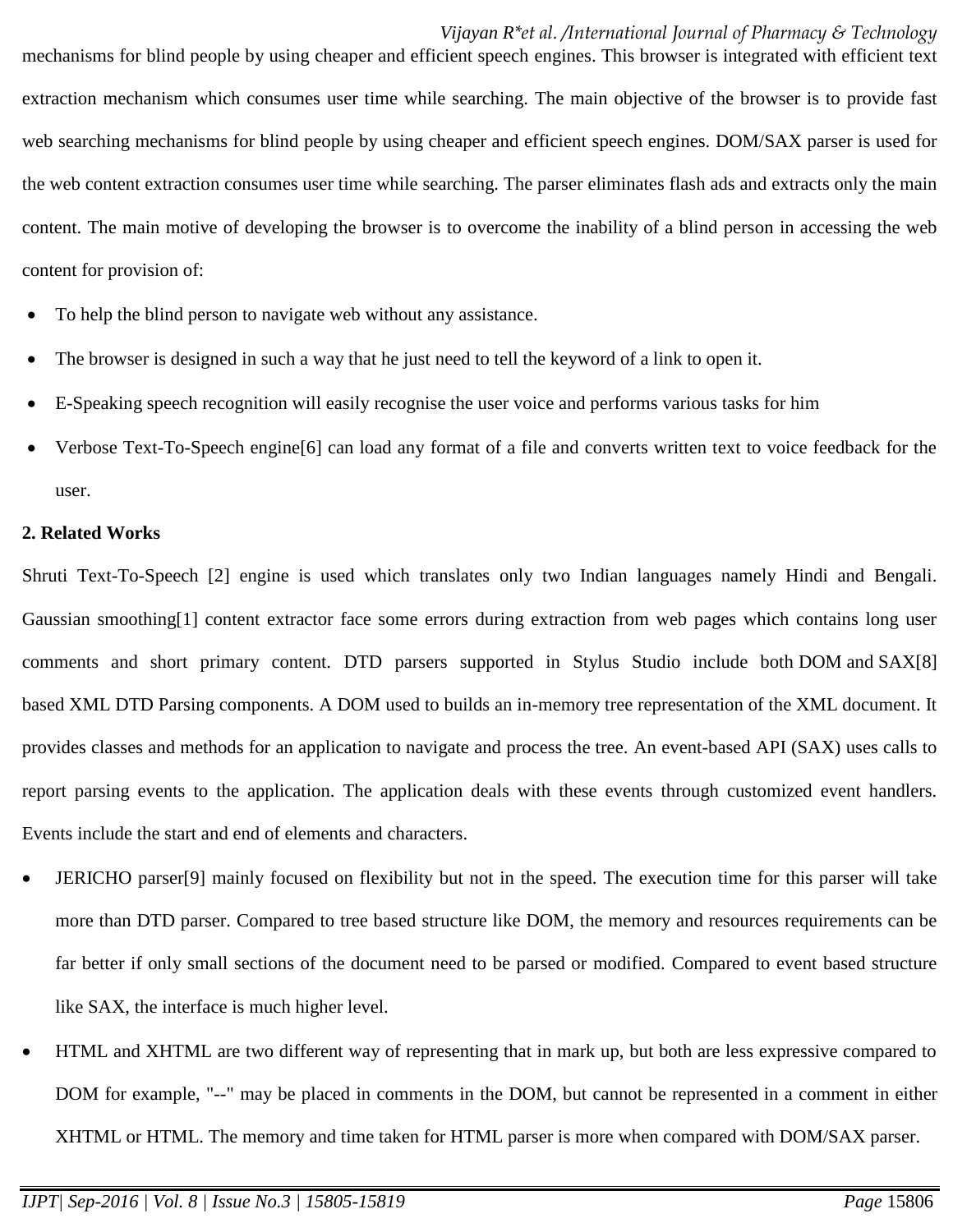mechanisms for blind people by using cheaper and efficient speech engines. This browser is integrated with efficient text extraction mechanism which consumes user time while searching. The main objective of the browser is to provide fast web searching mechanisms for blind people by using cheaper and efficient speech engines. DOM/SAX parser is used for the web content extraction consumes user time while searching. The parser eliminates flash ads and extracts only the main content. The main motive of developing the browser is to overcome the inability of a blind person in accessing the web content for provision of:

- To help the blind person to navigate web without any assistance.
- The browser is designed in such a way that he just need to tell the keyword of a link to open it.
- E-Speaking speech recognition will easily recognise the user voice and performs various tasks for him
- Verbose Text-To-Speech engine[6] can load any format of a file and converts written text to voice feedback for the user.

**2. Related Works**

Shruti Text-To-Speech [2] engine is used which translates only two Indian languages namely Hindi and Bengali. Gaussian smoothing[1] content extractor face some errors during extraction from web pages which contains long user comments and short primary content. DTD parsers supported in Stylus Studio include both DOM and SAX[8] based XML DTD Parsing components. A DOM used to builds an in-memory tree representation of the XML document. It provides classes and methods for an application to navigate and process the tree. An event-based API (SAX) uses calls to report parsing events to the application. The application deals with these events through customized event handlers. Events include the start and end of elements and characters.

- JERICHO parser[9] mainly focused on flexibility but not in the speed. The execution time for this parser will take more than DTD parser. Compared to tree based structure like DOM, the memory and resources requirements can be far better if only small sections of the document need to be parsed or modified. Compared to event based structure like SAX, the interface is much higher level.
- HTML and XHTML are two different way of representing that in mark up, but both are less expressive compared to DOM for example, "--" may be placed in comments in the DOM, but cannot be represented in a comment in either XHTML or HTML. The memory and time taken for HTML parser is more when compared with DOM/SAX parser.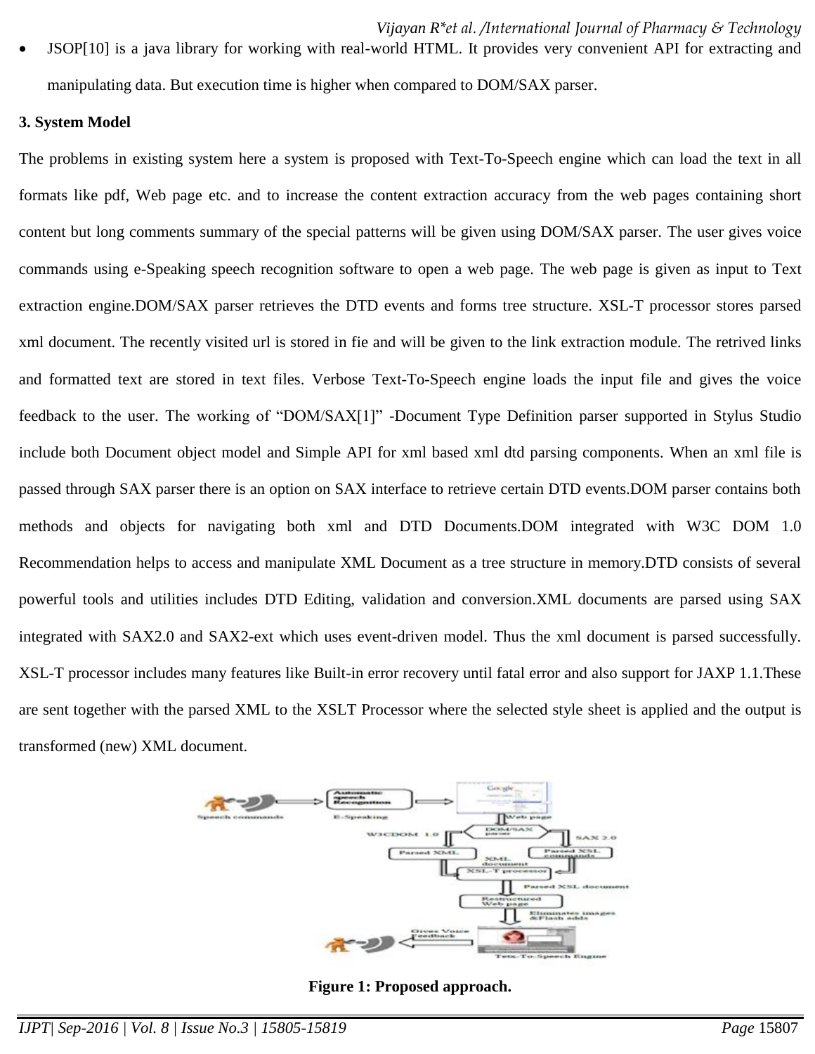- JSOP[10] is a java library for working with real-world HTML. It provides very convenient API for extracting and manipulating data. But execution time is higher when compared to DOM/SAX parser.

**3. System Model**

The problems in existing system here a system is proposed with Text-To-Speech engine which can load the text in all formats like pdf, Web page etc. and to increase the content extraction accuracy from the web pages containing short content but long comments summary of the special patterns will be given using DOM/SAX parser. The user gives voice commands using e-Speaking speech recognition software to open a web page. The web page is given as input to Text extraction engine.DOM/SAX parser retrieves the DTD events and forms tree structure. XSL-T processor stores parsed xml document. The recently visited url is stored in fie and will be given to the link extraction module. The retrived links and formatted text are stored in text files. Verbose Text-To-Speech engine loads the input file and gives the voice feedback to the user. The working of "DOM/SAX[1]" -Document Type Definition parser supported in Stylus Studio include both Document object model and Simple API for xml based xml dtd parsing components. When an xml file is passed through SAX parser there is an option on SAX interface to retrieve certain DTD events.DOM parser contains both methods and objects for navigating both xml and DTD Documents.DOM integrated with W3C DOM 1.0 Recommendation helps to access and manipulate XML Document as a tree structure in memory.DTD consists of several powerful tools and utilities includes DTD Editing, validation and conversion.XML documents are parsed using SAX integrated with SAX2.0 and SAX2-ext which uses event-driven model. Thus the xml document is parsed successfully. XSL-T processor includes many features like Built-in error recovery until fatal error and also support for JAXP 1.1.These are sent together with the parsed XML to the XSLT Processor where the selected style sheet is applied and the output is transformed (new) XML document.

**Figure 1: Proposed approach.**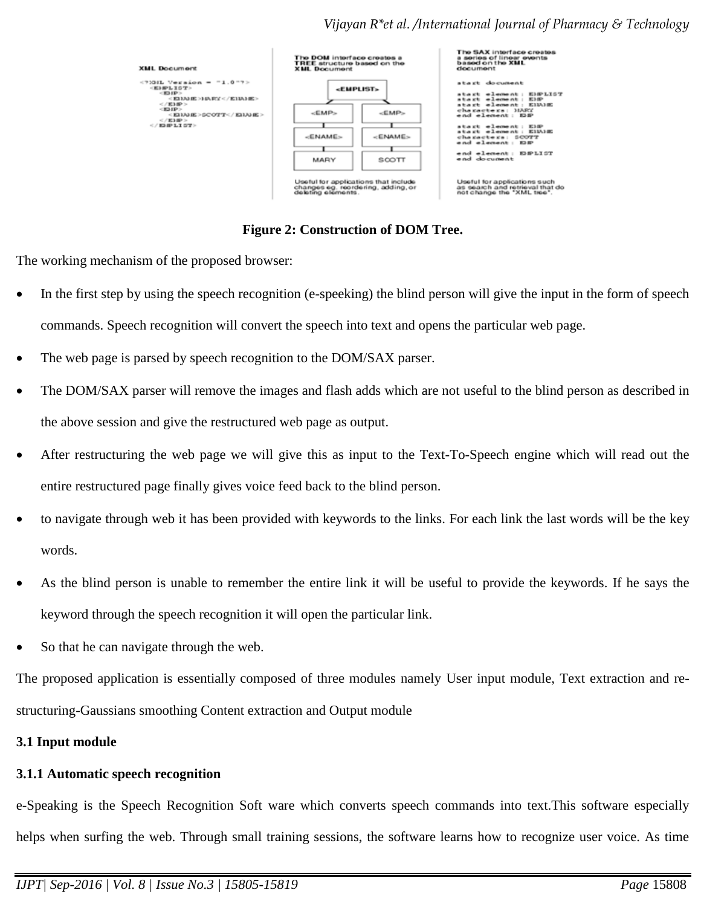**Figure 2: Construction of DOM Tree.**

The working mechanism of the proposed browser:

- In the first step by using the speech recognition (e-speeking) the blind person will give the input in the form of speech commands. Speech recognition will convert the speech into text and opens the particular web page.
- The web page is parsed by speech recognition to the DOM/SAX parser.
- The DOM/SAX parser will remove the images and flash adds which are not useful to the blind person as described in the above session and give the restructured web page as output.
- After restructuring the web page we will give this as input to the Text-To-Speech engine which will read out the entire restructured page finally gives voice feed back to the blind person.
- to navigate through web it has been provided with keywords to the links. For each link the last words will be the key words.
- As the blind person is unable to remember the entire link it will be useful to provide the keywords. If he says the keyword through the speech recognition it will open the particular link.
- So that he can navigate through the web.

The proposed application is essentially composed of three modules namely User input module, Text extraction and re-structuring-Gaussians smoothing Content extraction and Output module

**3.1 Input module**

**3.1.1 Automatic speech recognition**

e-Speaking is the Speech Recognition Soft ware which converts speech commands into text.This software especially helps when surfing the web. Through small training sessions, the software learns how to recognize user voice. As time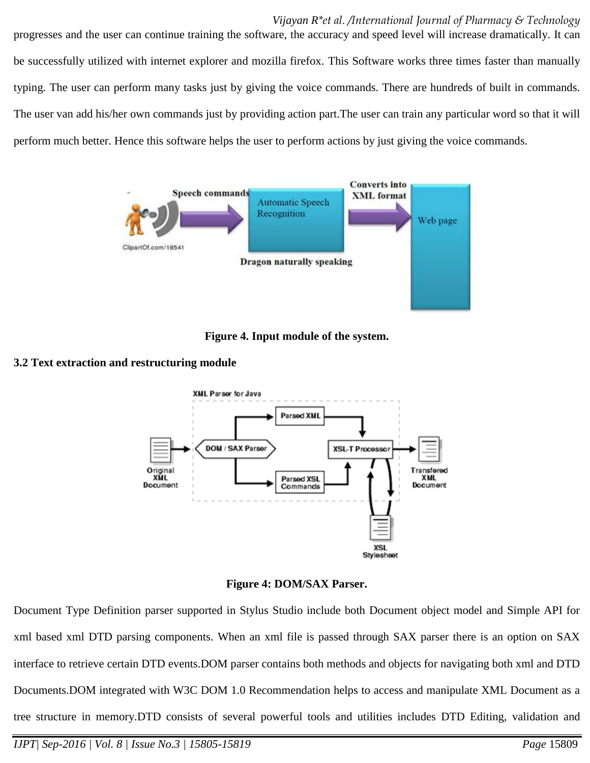progresses and the user can continue training the software, the accuracy and speed level will increase dramatically. It can be successfully utilized with internet explorer and mozilla firefox. This Software works three times faster than manually typing. The user can perform many tasks just by giving the voice commands. There are hundreds of built in commands. The user van add his/her own commands just by providing action part.The user can train any particular word so that it will perform much better. Hence this software helps the user to perform actions by just giving the voice commands.

**Figure 4. Input module of the system.**

### 3.2 Text extraction and restructuring module

**Figure 4: DOM/SAX Parser.**

Document Type Definition parser supported in Stylus Studio include both Document object model and Simple API for xml based xml DTD parsing components. When an xml file is passed through SAX parser there is an option on SAX interface to retrieve certain DTD events.DOM parser contains both methods and objects for navigating both xml and DTD Documents.DOM integrated with W3C DOM 1.0 Recommendation helps to access and manipulate XML Document as a tree structure in memory.DTD consists of several powerful tools and utilities includes DTD Editing, validation and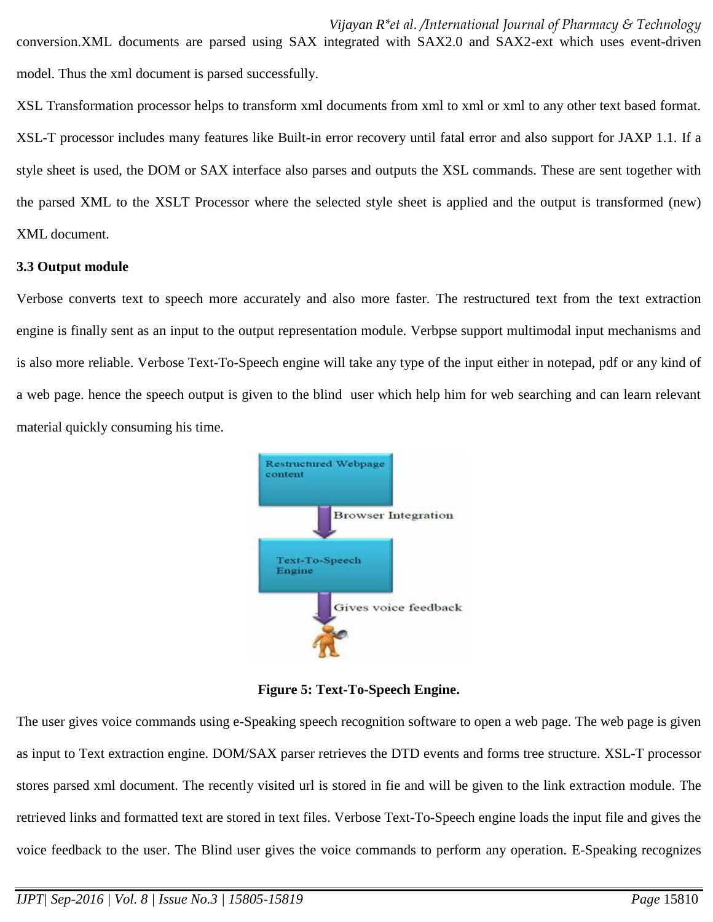conversion.XML documents are parsed using SAX integrated with SAX2.0 and SAX2-ext which uses event-driven model. Thus the xml document is parsed successfully.

XSL Transformation processor helps to transform xml documents from xml to xml or xml to any other text based format. XSL-T processor includes many features like Built-in error recovery until fatal error and also support for JAXP 1.1. If a style sheet is used, the DOM or SAX interface also parses and outputs the XSL commands. These are sent together with the parsed XML to the XSLT Processor where the selected style sheet is applied and the output is transformed (new) XML document.

### 3.3 Output module

Verbose converts text to speech more accurately and also more faster. The restructured text from the text extraction engine is finally sent as an input to the output representation module. Verbpse support multimodal input mechanisms and is also more reliable. Verbose Text-To-Speech engine will take any type of the input either in notepad, pdf or any kind of a web page. hence the speech output is given to the blind user which help him for web searching and can learn relevant material quickly consuming his time.

**Figure 5: Text-To-Speech Engine.**

The user gives voice commands using e-Speaking speech recognition software to open a web page. The web page is given as input to Text extraction engine. DOM/SAX parser retrieves the DTD events and forms tree structure. XSL-T processor stores parsed xml document. The recently visited url is stored in fie and will be given to the link extraction module. The retrieved links and formatted text are stored in text files. Verbose Text-To-Speech engine loads the input file and gives the voice feedback to the user. The Blind user gives the voice commands to perform any operation. E-Speaking recognizes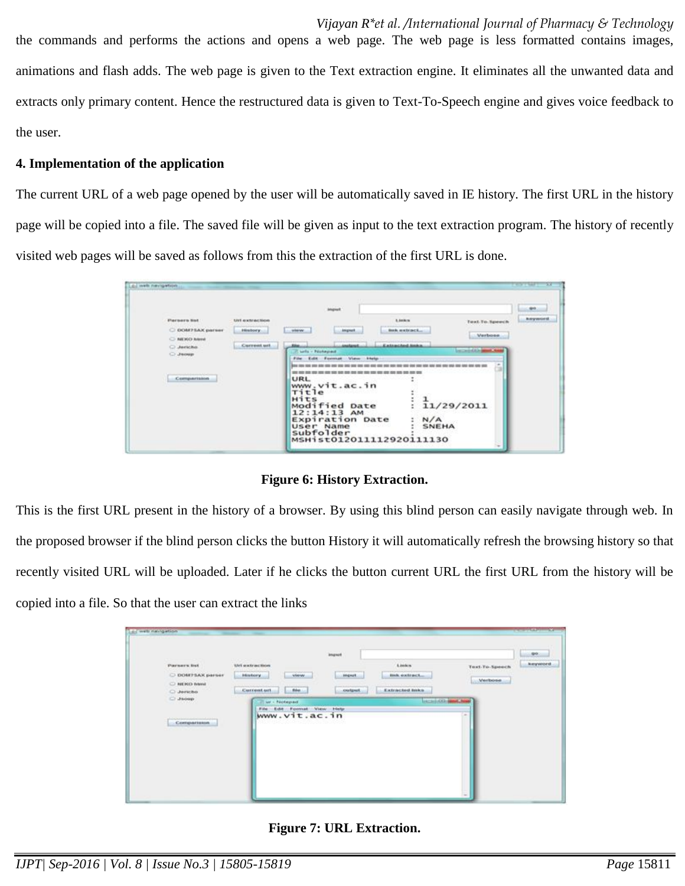the commands and performs the actions and opens a web page. The web page is less formatted contains images, animations and flash adds. The web page is given to the Text extraction engine. It eliminates all the unwanted data and extracts only primary content. Hence the restructured data is given to Text-To-Speech engine and gives voice feedback to the user.

**4. Implementation of the application**

The current URL of a web page opened by the user will be automatically saved in IE history. The first URL in the history page will be copied into a file. The saved file will be given as input to the text extraction program. The history of recently visited web pages will be saved as follows from this the extraction of the first URL is done.

**Figure 6: History Extraction.**

This is the first URL present in the history of a browser. By using this blind person can easily navigate through web. In the proposed browser if the blind person clicks the button History it will automatically refresh the browsing history so that recently visited URL will be uploaded. Later if he clicks the button current URL the first URL from the history will be copied into a file. So that the user can extract the links

**Figure 7: URL Extraction.**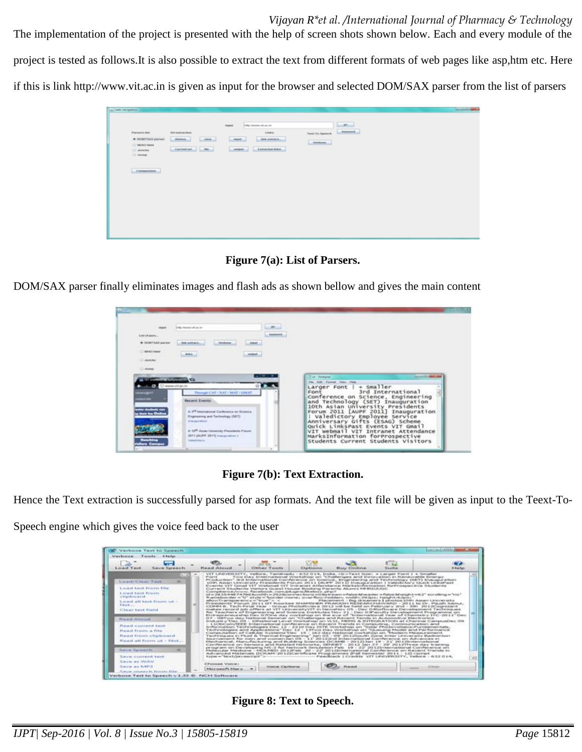The implementation of the project is presented with the help of screen shots shown below. Each and every module of the project is tested as follows.It is also possible to extract the text from different formats of web pages like asp,htm etc. Here if this is link http://www.vit.ac.in is given as input for the browser and selected DOM/SAX parser from the list of parsers

**Figure 7(a): List of Parsers.**

DOM/SAX parser finally eliminates images and flash ads as shown bellow and gives the main content

**Figure 7(b): Text Extraction.**

Hence the Text extraction is successfully parsed for asp formats. And the text file will be given as input to the Teext-To-Speech engine which gives the voice feed back to the user

**Figure 8: Text to Speech.**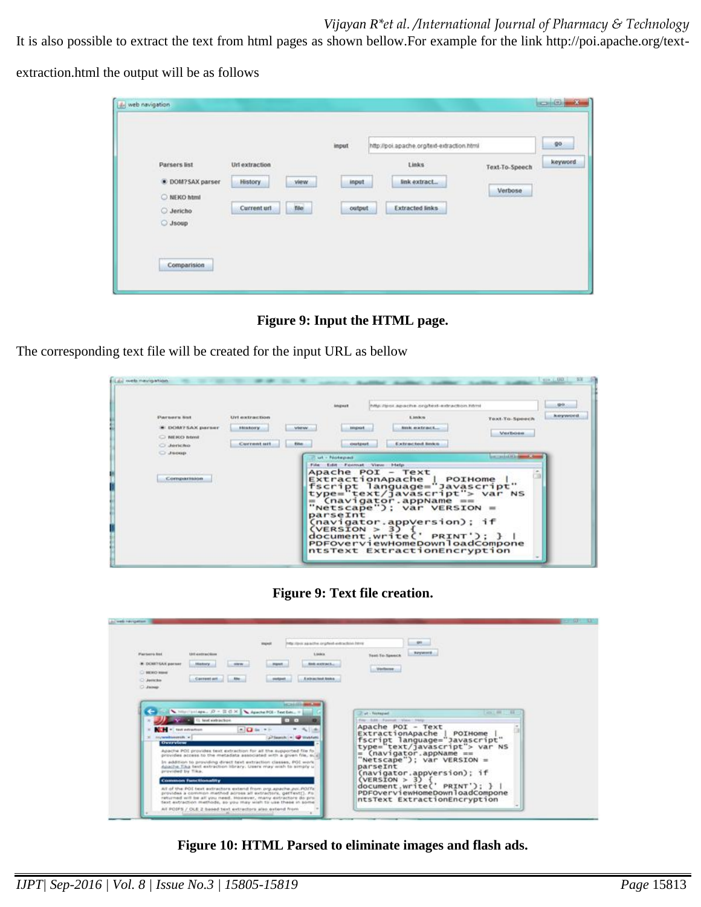It is also possible to extract the text from html pages as shown bellow.For example for the link http://poi.apache.org/text-extraction.html the output will be as follows

**Figure 9: Input the HTML page.**

The corresponding text file will be created for the input URL as bellow

**Figure 9: Text file creation.**

**Figure 10: HTML Parsed to eliminate images and flash ads.**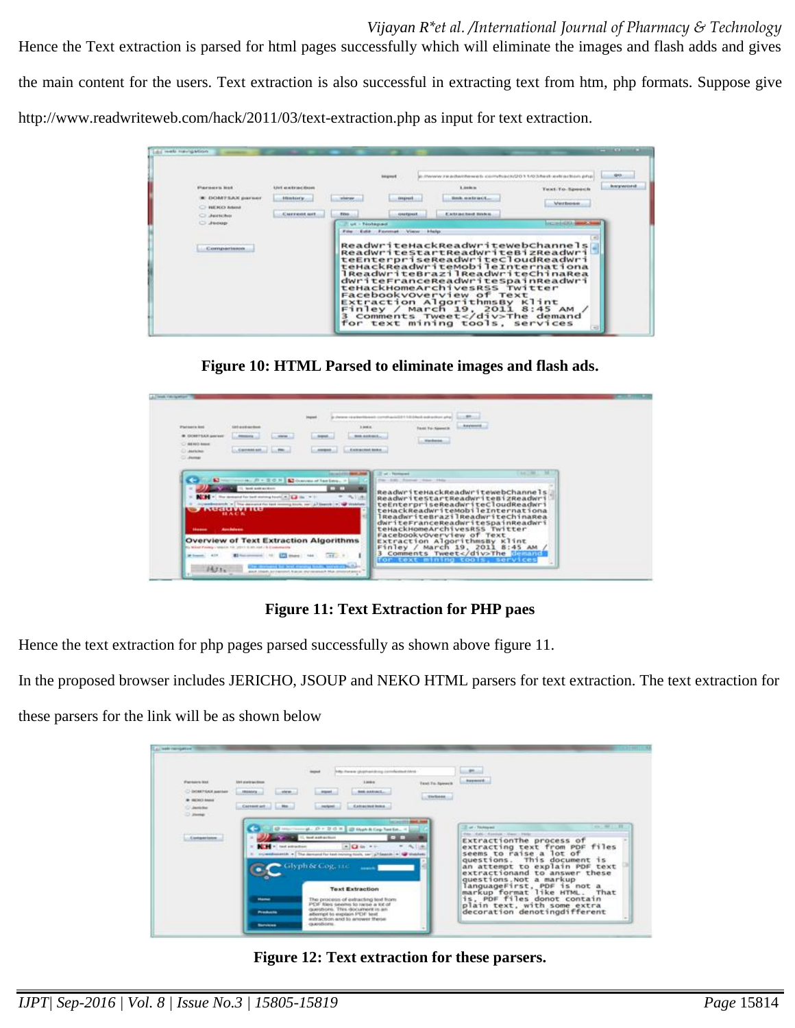Hence the Text extraction is parsed for html pages successfully which will eliminate the images and flash adds and gives the main content for the users. Text extraction is also successful in extracting text from htm, php formats. Suppose give http://www.readwriteweb.com/hack/2011/03/text-extraction.php as input for text extraction.

**Figure 10: HTML Parsed to eliminate images and flash ads.**

**Figure 11: Text Extraction for PHP paes**

Hence the text extraction for php pages parsed successfully as shown above figure 11.

In the proposed browser includes JERICHO, JSOUP and NEKO HTML parsers for text extraction. The text extraction for these parsers for the link will be as shown below

**Figure 12: Text extraction for these parsers.**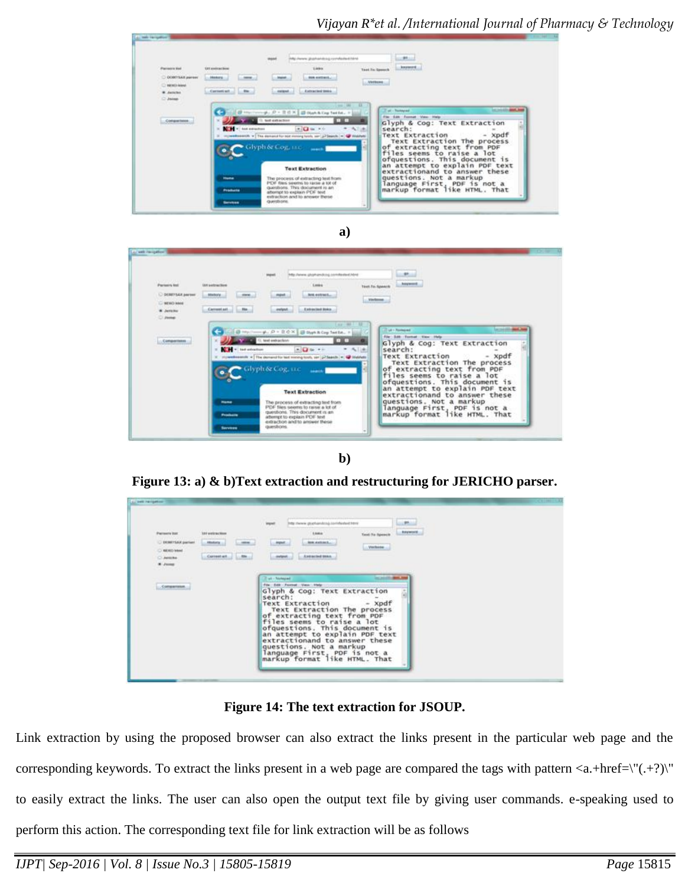a)

b)

**Figure 13: a) & b)Text extraction and restructuring for JERICHO parser.**

**Figure 14: The text extraction for JSOUP.**

Link extraction by using the proposed browser can also extract the links present in the particular web page and the corresponding keywords. To extract the links present in a web page are compared the tags with pattern <a.+href=\"(.+?)\" to easily extract the links. The user can also open the output text file by giving user commands. e-speaking used to perform this action. The corresponding text file for link extraction will be as follows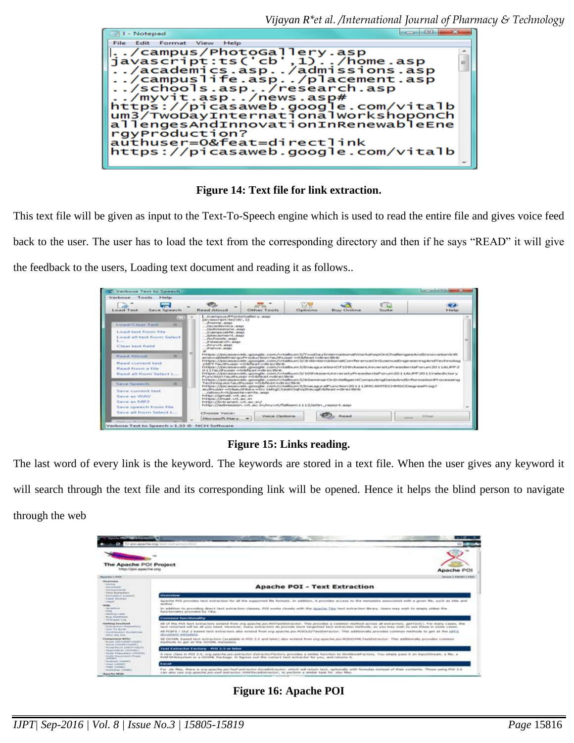Figure 14: Text file for link extraction.

This text file will be given as input to the Text-To-Speech engine which is used to read the entire file and gives voice feed back to the user. The user has to load the text from the corresponding directory and then if he says "READ" it will give the feedback to the users, Loading text document and reading it as follows..

Figure 15: Links reading.

The last word of every link is the keyword. The keywords are stored in a text file. When the user gives any keyword it will search through the text file and its corresponding link will be opened. Hence it helps the blind person to navigate through the web

Figure 16: Apache POI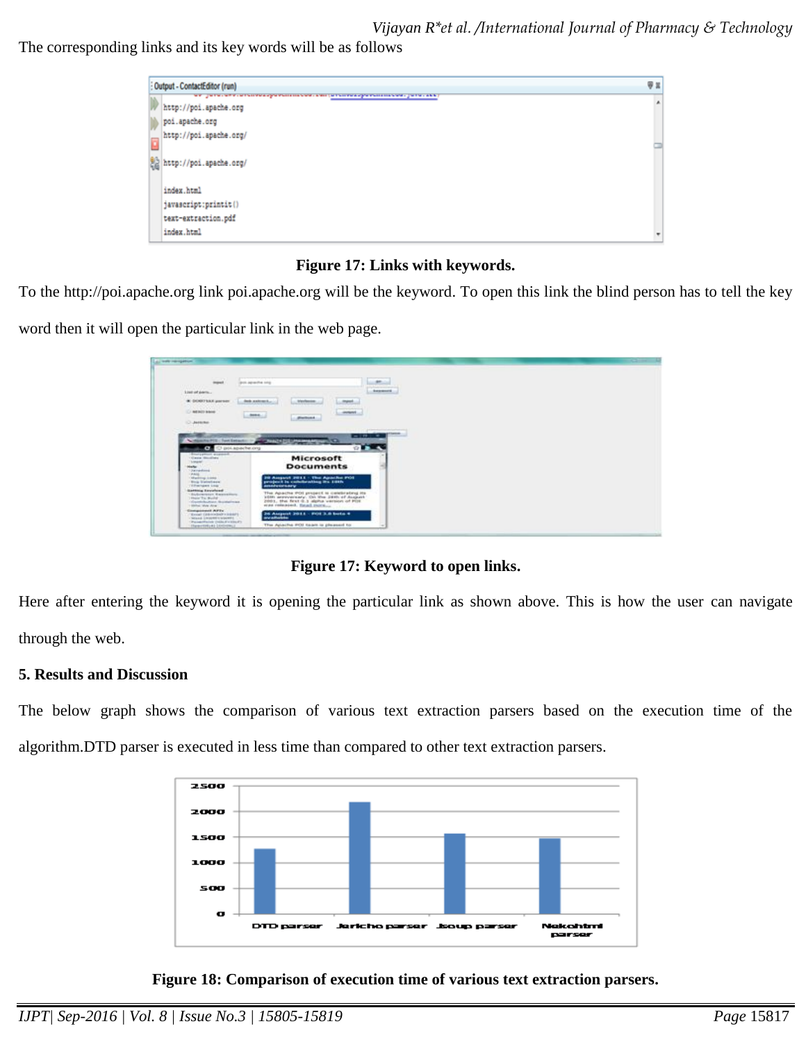The corresponding links and its key words will be as follows

**Figure 17: Links with keywords.**

To the http://poi.apache.org link poi.apache.org will be the keyword. To open this link the blind person has to tell the key word then it will open the particular link in the web page.

**Figure 17: Keyword to open links.**

Here after entering the keyword it is opening the particular link as shown above. This is how the user can navigate through the web.

## 5. Results and Discussion

The below graph shows the comparison of various text extraction parsers based on the execution time of the algorithm.DTD parser is executed in less time than compared to other text extraction parsers.

**Figure 18: Comparison of execution time of various text extraction parsers.**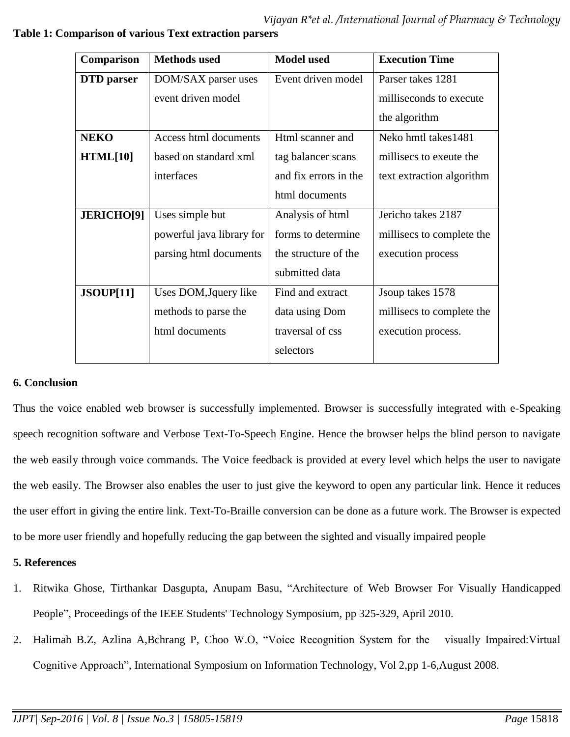**Table 1: Comparison of various Text extraction parsers**

| Comparison | Methods used | Model used | Execution Time |
|---|---|---|---|
| **DTD parser** | DOM/SAX parser uses event driven model | Event driven model | Parser takes 1281 milliseconds to execute the algorithm |
| **NEKO HTML[10]** | Access html documents based on standard xml interfaces | Html scanner and tag balancer scans and fix errors in the html documents | Neko hmtl takes1481 millisecs to exeute the text extraction algorithm |
| **JERICHO[9]** | Uses simple but powerful java library for parsing html documents | Analysis of html forms to determine the structure of the submitted data | Jericho takes 2187 millisecs to complete the execution process |
| **JSOUP[11]** | Uses DOM,Jquery like methods to parse the html documents | Find and extract data using Dom traversal of css selectors | Jsoup takes 1578 millisecs to complete the execution process. |

## 6. Conclusion

Thus the voice enabled web browser is successfully implemented. Browser is successfully integrated with e-Speaking speech recognition software and Verbose Text-To-Speech Engine. Hence the browser helps the blind person to navigate the web easily through voice commands. The Voice feedback is provided at every level which helps the user to navigate the web easily. The Browser also enables the user to just give the keyword to open any particular link. Hence it reduces the user effort in giving the entire link. Text-To-Braille conversion can be done as a future work. The Browser is expected to be more user friendly and hopefully reducing the gap between the sighted and visually impaired people

## 5. References

1. Ritwika Ghose, Tirthankar Dasgupta, Anupam Basu, "Architecture of Web Browser For Visually Handicapped People", Proceedings of the IEEE Students' Technology Symposium, pp 325-329, April 2010.
2. Halimah B.Z, Azlina A,Bchrang P, Choo W.O, "Voice Recognition System for the visually Impaired:Virtual Cognitive Approach", International Symposium on Information Technology, Vol 2,pp 1-6,August 2008.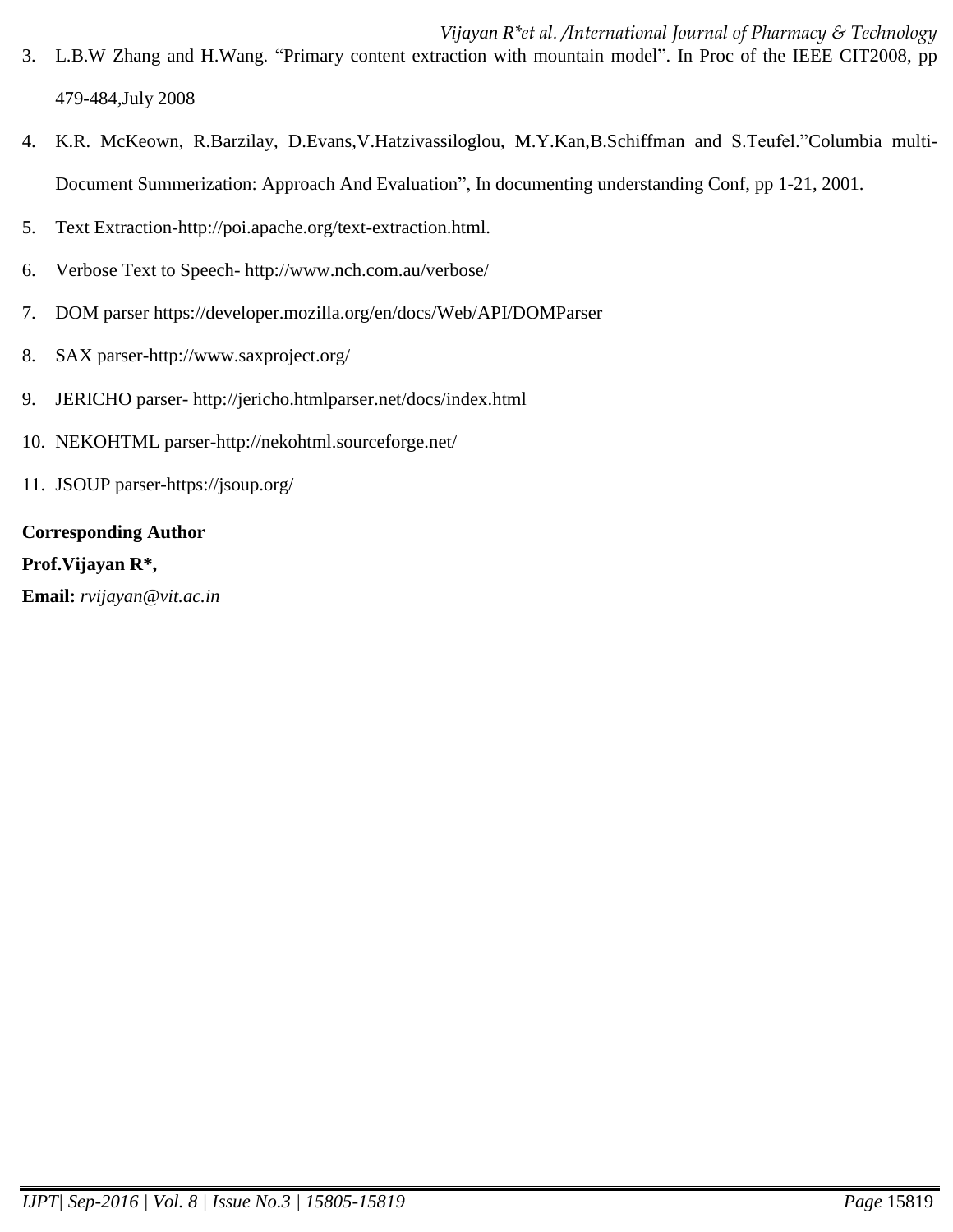3. L.B.W Zhang and H.Wang. “Primary content extraction with mountain model”. In Proc of the IEEE CIT2008, pp 479-484,July 2008

4. K.R. McKeown, R.Barzilay, D.Evans,V.Hatzivassiloglou, M.Y.Kan,B.Schiffman and S.Teufel.”Columbia multi-Document Summerization: Approach And Evaluation”, In documenting understanding Conf, pp 1-21, 2001.

5. Text Extraction-http://poi.apache.org/text-extraction.html.

6. Verbose Text to Speech- http://www.nch.com.au/verbose/

7. DOM parser https://developer.mozilla.org/en/docs/Web/API/DOMParser

8. SAX parser-http://www.saxproject.org/

9. JERICHO parser- http://jericho.htmlparser.net/docs/index.html

10. NEKOHTML parser-http://nekohtml.sourceforge.net/

11. JSOUP parser-https://jsoup.org/

**Corresponding Author**

**Prof.Vijayan R*,**

**Email:** *rvijayan@vit.ac.in*